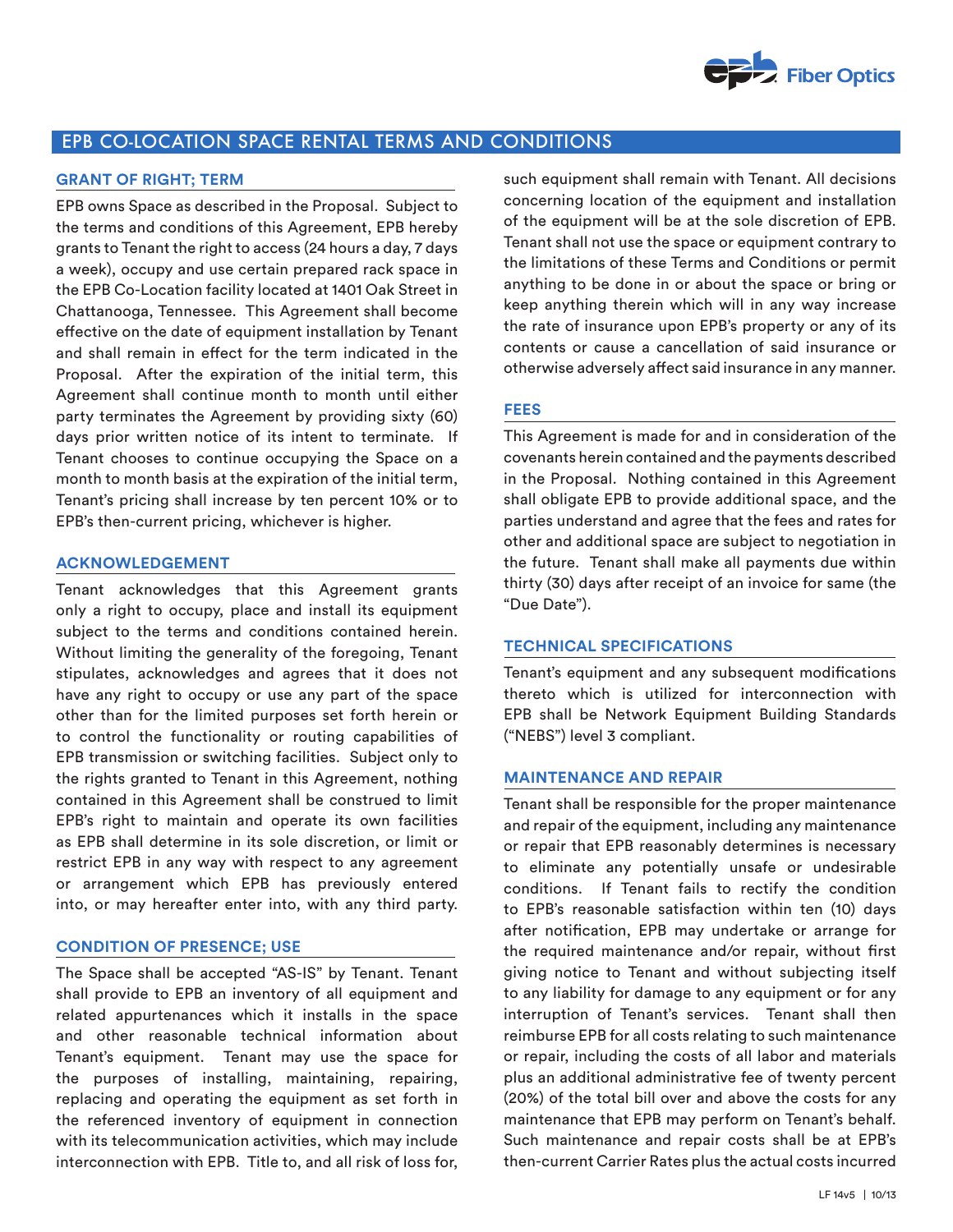# EPB CO-LOCATION SPACE RENTAL TERMS AND CONDITIONS

## GRANT OF RIGHT; TERM

EPB owns Space as described in the Proposal. Subject to the terms and conditions of this Agreement, EPB hereby grants to Tenant the right to access (24 hours a day, 7 days a week), occupy and use certain prepared rack space in the EPB Co-Location facility located at 1401 Oak Street in Chattanooga, Tennessee. This Agreement shall become effective on the date of equipment installation by Tenant and shall remain in effect for the term indicated in the Proposal. After the expiration of the initial term, this Agreement shall continue month to month until either party terminates the Agreement by providing sixty (60) days prior written notice of its intent to terminate. If Tenant chooses to continue occupying the Space on a month to month basis at the expiration of the initial term, Tenant's pricing shall increase by ten percent 10% or to EPB's then-current pricing, whichever is higher.

## ACKNOWLEDGEMENT

Tenant acknowledges that this Agreement grants only a right to occupy, place and install its equipment subject to the terms and conditions contained herein. Without limiting the generality of the foregoing, Tenant stipulates, acknowledges and agrees that it does not have any right to occupy or use any part of the space other than for the limited purposes set forth herein or to control the functionality or routing capabilities of EPB transmission or switching facilities. Subject only to the rights granted to Tenant in this Agreement, nothing contained in this Agreement shall be construed to limit EPB's right to maintain and operate its own facilities as EPB shall determine in its sole discretion, or limit or restrict EPB in any way with respect to any agreement or arrangement which EPB has previously entered into, or may hereafter enter into, with any third party.

## CONDITION OF PRESENCE; USE

The Space shall be accepted "AS-IS" by Tenant. Tenant shall provide to EPB an inventory of all equipment and related appurtenances which it installs in the space and other reasonable technical information about Tenant's equipment. Tenant may use the space for the purposes of installing, maintaining, repairing, replacing and operating the equipment as set forth in the referenced inventory of equipment in connection with its telecommunication activities, which may include interconnection with EPB. Title to, and all risk of loss for, such equipment shall remain with Tenant. All decisions concerning location of the equipment and installation of the equipment will be at the sole discretion of EPB. Tenant shall not use the space or equipment contrary to the limitations of these Terms and Conditions or permit anything to be done in or about the space or bring or keep anything therein which will in any way increase the rate of insurance upon EPB's property or any of its contents or cause a cancellation of said insurance or otherwise adversely affect said insurance in any manner.

## FEES

This Agreement is made for and in consideration of the covenants herein contained and the payments described in the Proposal. Nothing contained in this Agreement shall obligate EPB to provide additional space, and the parties understand and agree that the fees and rates for other and additional space are subject to negotiation in the future. Tenant shall make all payments due within thirty (30) days after receipt of an invoice for same (the "Due Date").

## TECHNICAL SPECIFICATIONS

Tenant's equipment and any subsequent modifications thereto which is utilized for interconnection with EPB shall be Network Equipment Building Standards ("NEBS") level 3 compliant.

## MAINTENANCE AND REPAIR

Tenant shall be responsible for the proper maintenance and repair of the equipment, including any maintenance or repair that EPB reasonably determines is necessary to eliminate any potentially unsafe or undesirable conditions. If Tenant fails to rectify the condition to EPB's reasonable satisfaction within ten (10) days after notification, EPB may undertake or arrange for the required maintenance and/or repair, without first giving notice to Tenant and without subjecting itself to any liability for damage to any equipment or for any interruption of Tenant's services. Tenant shall then reimburse EPB for all costs relating to such maintenance or repair, including the costs of all labor and materials plus an additional administrative fee of twenty percent (20%) of the total bill over and above the costs for any maintenance that EPB may perform on Tenant's behalf. Such maintenance and repair costs shall be at EPB's then-current Carrier Rates plus the actual costs incurred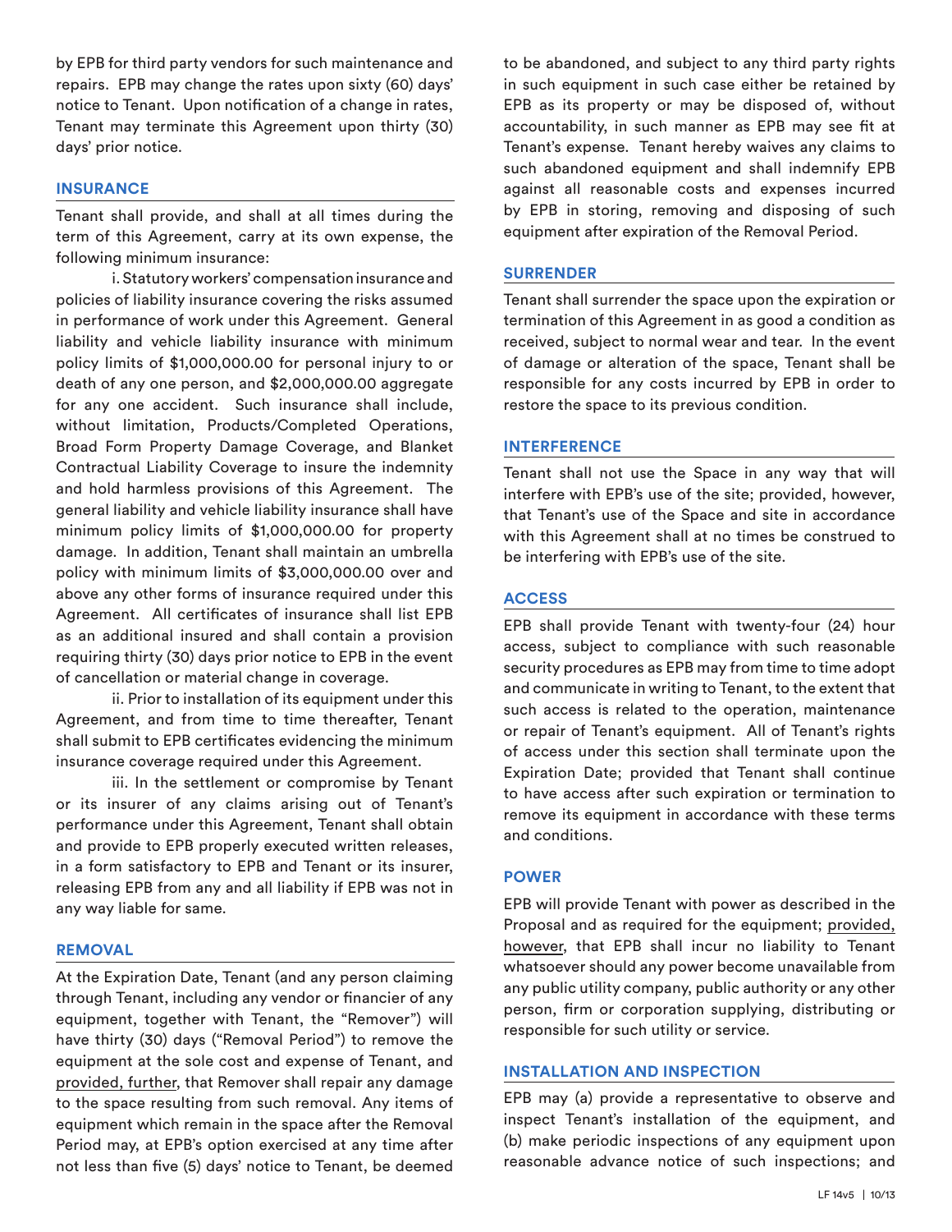by EPB for third party vendors for such maintenance and repairs. EPB may change the rates upon sixty (60) days' notice to Tenant. Upon notification of a change in rates, Tenant may terminate this Agreement upon thirty (30) days' prior notice.

## INSURANCE

Tenant shall provide, and shall at all times during the term of this Agreement, carry at its own expense, the following minimum insurance:

i. Statutory workers' compensation insurance and policies of liability insurance covering the risks assumed in performance of work under this Agreement. General liability and vehicle liability insurance with minimum policy limits of $1,000,000.00 for personal injury to or death of any one person, and $2,000,000.00 aggregate for any one accident. Such insurance shall include, without limitation, Products/Completed Operations, Broad Form Property Damage Coverage, and Blanket Contractual Liability Coverage to insure the indemnity and hold harmless provisions of this Agreement. The general liability and vehicle liability insurance shall have minimum policy limits of $1,000,000.00 for property damage. In addition, Tenant shall maintain an umbrella policy with minimum limits of $3,000,000.00 over and above any other forms of insurance required under this Agreement. All certificates of insurance shall list EPB as an additional insured and shall contain a provision requiring thirty (30) days prior notice to EPB in the event of cancellation or material change in coverage.

ii. Prior to installation of its equipment under this Agreement, and from time to time thereafter, Tenant shall submit to EPB certificates evidencing the minimum insurance coverage required under this Agreement.

iii. In the settlement or compromise by Tenant or its insurer of any claims arising out of Tenant's performance under this Agreement, Tenant shall obtain and provide to EPB properly executed written releases, in a form satisfactory to EPB and Tenant or its insurer, releasing EPB from any and all liability if EPB was not in any way liable for same.

## REMOVAL

At the Expiration Date, Tenant (and any person claiming through Tenant, including any vendor or financier of any equipment, together with Tenant, the "Remover") will have thirty (30) days ("Removal Period") to remove the equipment at the sole cost and expense of Tenant, and provided, further, that Remover shall repair any damage to the space resulting from such removal. Any items of equipment which remain in the space after the Removal Period may, at EPB's option exercised at any time after not less than five (5) days' notice to Tenant, be deemed to be abandoned, and subject to any third party rights in such equipment in such case either be retained by EPB as its property or may be disposed of, without accountability, in such manner as EPB may see fit at Tenant's expense. Tenant hereby waives any claims to such abandoned equipment and shall indemnify EPB against all reasonable costs and expenses incurred by EPB in storing, removing and disposing of such equipment after expiration of the Removal Period.

## SURRENDER

Tenant shall surrender the space upon the expiration or termination of this Agreement in as good a condition as received, subject to normal wear and tear. In the event of damage or alteration of the space, Tenant shall be responsible for any costs incurred by EPB in order to restore the space to its previous condition.

## INTERFERENCE

Tenant shall not use the Space in any way that will interfere with EPB's use of the site; provided, however, that Tenant's use of the Space and site in accordance with this Agreement shall at no times be construed to be interfering with EPB's use of the site.

## ACCESS

EPB shall provide Tenant with twenty-four (24) hour access, subject to compliance with such reasonable security procedures as EPB may from time to time adopt and communicate in writing to Tenant, to the extent that such access is related to the operation, maintenance or repair of Tenant's equipment. All of Tenant's rights of access under this section shall terminate upon the Expiration Date; provided that Tenant shall continue to have access after such expiration or termination to remove its equipment in accordance with these terms and conditions.

## POWER

EPB will provide Tenant with power as described in the Proposal and as required for the equipment; provided, however, that EPB shall incur no liability to Tenant whatsoever should any power become unavailable from any public utility company, public authority or any other person, firm or corporation supplying, distributing or responsible for such utility or service.

## INSTALLATION AND INSPECTION

EPB may (a) provide a representative to observe and inspect Tenant's installation of the equipment, and (b) make periodic inspections of any equipment upon reasonable advance notice of such inspections; and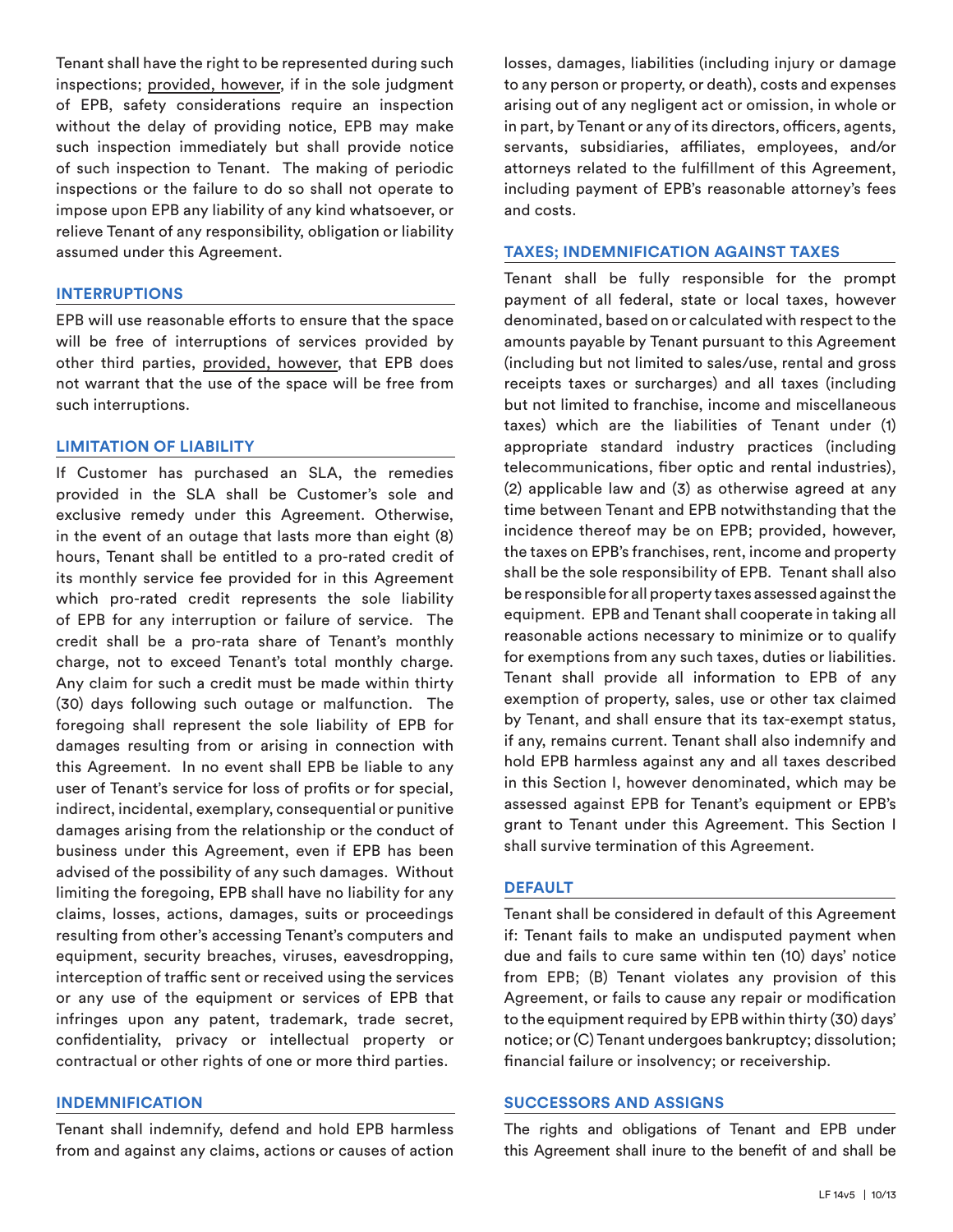Tenant shall have the right to be represented during such inspections; provided, however, if in the sole judgment of EPB, safety considerations require an inspection without the delay of providing notice, EPB may make such inspection immediately but shall provide notice of such inspection to Tenant. The making of periodic inspections or the failure to do so shall not operate to impose upon EPB any liability of any kind whatsoever, or relieve Tenant of any responsibility, obligation or liability assumed under this Agreement.

## INTERRUPTIONS

EPB will use reasonable efforts to ensure that the space will be free of interruptions of services provided by other third parties, provided, however, that EPB does not warrant that the use of the space will be free from such interruptions.

## LIMITATION OF LIABILITY

If Customer has purchased an SLA, the remedies provided in the SLA shall be Customer's sole and exclusive remedy under this Agreement. Otherwise, in the event of an outage that lasts more than eight (8) hours, Tenant shall be entitled to a pro-rated credit of its monthly service fee provided for in this Agreement which pro-rated credit represents the sole liability of EPB for any interruption or failure of service. The credit shall be a pro-rata share of Tenant's monthly charge, not to exceed Tenant's total monthly charge. Any claim for such a credit must be made within thirty (30) days following such outage or malfunction. The foregoing shall represent the sole liability of EPB for damages resulting from or arising in connection with this Agreement. In no event shall EPB be liable to any user of Tenant's service for loss of profits or for special, indirect, incidental, exemplary, consequential or punitive damages arising from the relationship or the conduct of business under this Agreement, even if EPB has been advised of the possibility of any such damages. Without limiting the foregoing, EPB shall have no liability for any claims, losses, actions, damages, suits or proceedings resulting from other's accessing Tenant's computers and equipment, security breaches, viruses, eavesdropping, interception of traffic sent or received using the services or any use of the equipment or services of EPB that infringes upon any patent, trademark, trade secret, confidentiality, privacy or intellectual property or contractual or other rights of one or more third parties.

## INDEMNIFICATION

Tenant shall indemnify, defend and hold EPB harmless from and against any claims, actions or causes of action losses, damages, liabilities (including injury or damage to any person or property, or death), costs and expenses arising out of any negligent act or omission, in whole or in part, by Tenant or any of its directors, officers, agents, servants, subsidiaries, affiliates, employees, and/or attorneys related to the fulfillment of this Agreement, including payment of EPB's reasonable attorney's fees and costs.

## TAXES; INDEMNIFICATION AGAINST TAXES

Tenant shall be fully responsible for the prompt payment of all federal, state or local taxes, however denominated, based on or calculated with respect to the amounts payable by Tenant pursuant to this Agreement (including but not limited to sales/use, rental and gross receipts taxes or surcharges) and all taxes (including but not limited to franchise, income and miscellaneous taxes) which are the liabilities of Tenant under (1) appropriate standard industry practices (including telecommunications, fiber optic and rental industries), (2) applicable law and (3) as otherwise agreed at any time between Tenant and EPB notwithstanding that the incidence thereof may be on EPB; provided, however, the taxes on EPB's franchises, rent, income and property shall be the sole responsibility of EPB. Tenant shall also be responsible for all property taxes assessed against the equipment. EPB and Tenant shall cooperate in taking all reasonable actions necessary to minimize or to qualify for exemptions from any such taxes, duties or liabilities. Tenant shall provide all information to EPB of any exemption of property, sales, use or other tax claimed by Tenant, and shall ensure that its tax-exempt status, if any, remains current. Tenant shall also indemnify and hold EPB harmless against any and all taxes described in this Section I, however denominated, which may be assessed against EPB for Tenant's equipment or EPB's grant to Tenant under this Agreement. This Section I shall survive termination of this Agreement.

## DEFAULT

Tenant shall be considered in default of this Agreement if: Tenant fails to make an undisputed payment when due and fails to cure same within ten (10) days' notice from EPB; (B) Tenant violates any provision of this Agreement, or fails to cause any repair or modification to the equipment required by EPB within thirty (30) days' notice; or (C) Tenant undergoes bankruptcy; dissolution; financial failure or insolvency; or receivership.

## SUCCESSORS AND ASSIGNS

The rights and obligations of Tenant and EPB under this Agreement shall inure to the benefit of and shall be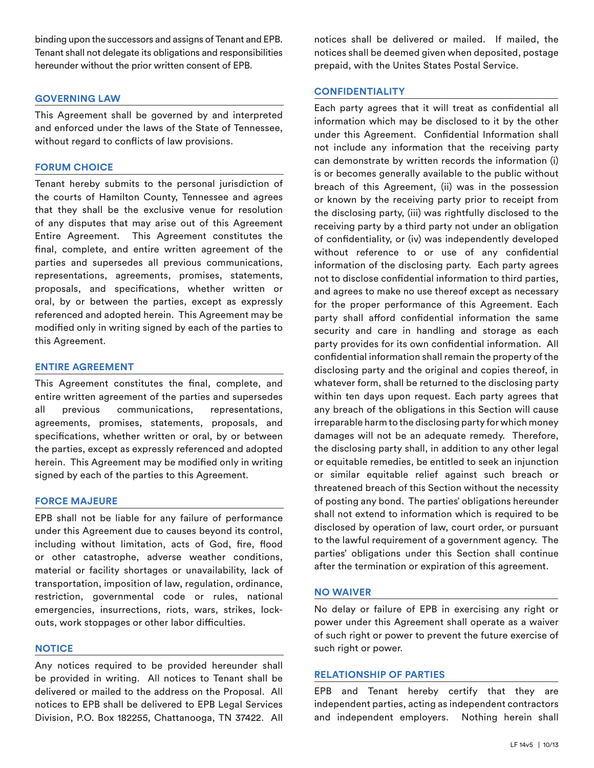binding upon the successors and assigns of Tenant and EPB. Tenant shall not delegate its obligations and responsibilities hereunder without the prior written consent of EPB.

## GOVERNING LAW

This Agreement shall be governed by and interpreted and enforced under the laws of the State of Tennessee, without regard to conflicts of law provisions.

## FORUM CHOICE

Tenant hereby submits to the personal jurisdiction of the courts of Hamilton County, Tennessee and agrees that they shall be the exclusive venue for resolution of any disputes that may arise out of this Agreement Entire Agreement. This Agreement constitutes the final, complete, and entire written agreement of the parties and supersedes all previous communications, representations, agreements, promises, statements, proposals, and specifications, whether written or oral, by or between the parties, except as expressly referenced and adopted herein. This Agreement may be modified only in writing signed by each of the parties to this Agreement.

## ENTIRE AGREEMENT

This Agreement constitutes the final, complete, and entire written agreement of the parties and supersedes all previous communications, representations, agreements, promises, statements, proposals, and specifications, whether written or oral, by or between the parties, except as expressly referenced and adopted herein. This Agreement may be modified only in writing signed by each of the parties to this Agreement.

## FORCE MAJEURE

EPB shall not be liable for any failure of performance under this Agreement due to causes beyond its control, including without limitation, acts of God, fire, flood or other catastrophe, adverse weather conditions, material or facility shortages or unavailability, lack of transportation, imposition of law, regulation, ordinance, restriction, governmental code or rules, national emergencies, insurrections, riots, wars, strikes, lock-outs, work stoppages or other labor difficulties.

## NOTICE

Any notices required to be provided hereunder shall be provided in writing. All notices to Tenant shall be delivered or mailed to the address on the Proposal. All notices to EPB shall be delivered to EPB Legal Services Division, P.O. Box 182255, Chattanooga, TN 37422. All notices shall be delivered or mailed. If mailed, the notices shall be deemed given when deposited, postage prepaid, with the Unites States Postal Service.

## CONFIDENTIALITY

Each party agrees that it will treat as confidential all information which may be disclosed to it by the other under this Agreement. Confidential Information shall not include any information that the receiving party can demonstrate by written records the information (i) is or becomes generally available to the public without breach of this Agreement, (ii) was in the possession or known by the receiving party prior to receipt from the disclosing party, (iii) was rightfully disclosed to the receiving party by a third party not under an obligation of confidentiality, or (iv) was independently developed without reference to or use of any confidential information of the disclosing party. Each party agrees not to disclose confidential information to third parties, and agrees to make no use thereof except as necessary for the proper performance of this Agreement. Each party shall afford confidential information the same security and care in handling and storage as each party provides for its own confidential information. All confidential information shall remain the property of the disclosing party and the original and copies thereof, in whatever form, shall be returned to the disclosing party within ten days upon request. Each party agrees that any breach of the obligations in this Section will cause irreparable harm to the disclosing party for which money damages will not be an adequate remedy. Therefore, the disclosing party shall, in addition to any other legal or equitable remedies, be entitled to seek an injunction or similar equitable relief against such breach or threatened breach of this Section without the necessity of posting any bond. The parties' obligations hereunder shall not extend to information which is required to be disclosed by operation of law, court order, or pursuant to the lawful requirement of a government agency. The parties' obligations under this Section shall continue after the termination or expiration of this agreement.

## NO WAIVER

No delay or failure of EPB in exercising any right or power under this Agreement shall operate as a waiver of such right or power to prevent the future exercise of such right or power.

## RELATIONSHIP OF PARTIES

EPB and Tenant hereby certify that they are independent parties, acting as independent contractors and independent employers. Nothing herein shall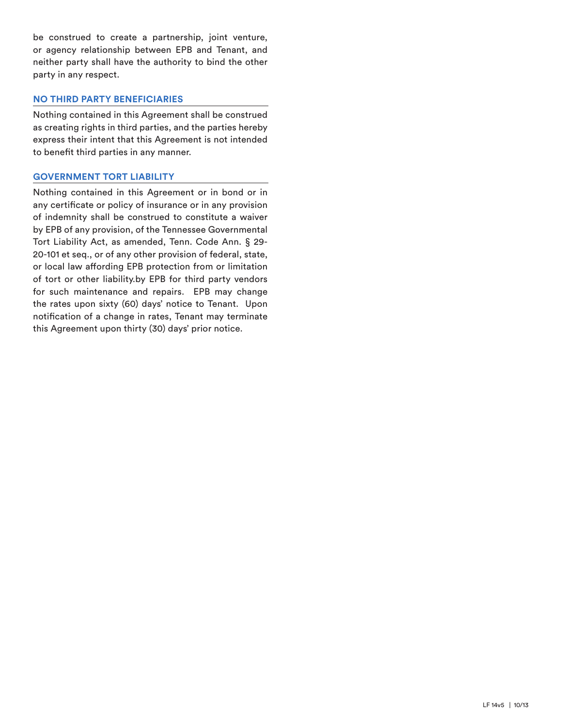be construed to create a partnership, joint venture, or agency relationship between EPB and Tenant, and neither party shall have the authority to bind the other party in any respect.

## NO THIRD PARTY BENEFICIARIES

Nothing contained in this Agreement shall be construed as creating rights in third parties, and the parties hereby express their intent that this Agreement is not intended to benefit third parties in any manner.

## GOVERNMENT TORT LIABILITY

Nothing contained in this Agreement or in bond or in any certificate or policy of insurance or in any provision of indemnity shall be construed to constitute a waiver by EPB of any provision, of the Tennessee Governmental Tort Liability Act, as amended, Tenn. Code Ann. § 29-20-101 et seq., or of any other provision of federal, state, or local law affording EPB protection from or limitation of tort or other liability.by EPB for third party vendors for such maintenance and repairs. EPB may change the rates upon sixty (60) days' notice to Tenant. Upon notification of a change in rates, Tenant may terminate this Agreement upon thirty (30) days' prior notice.

LF 14v5 | 10/13